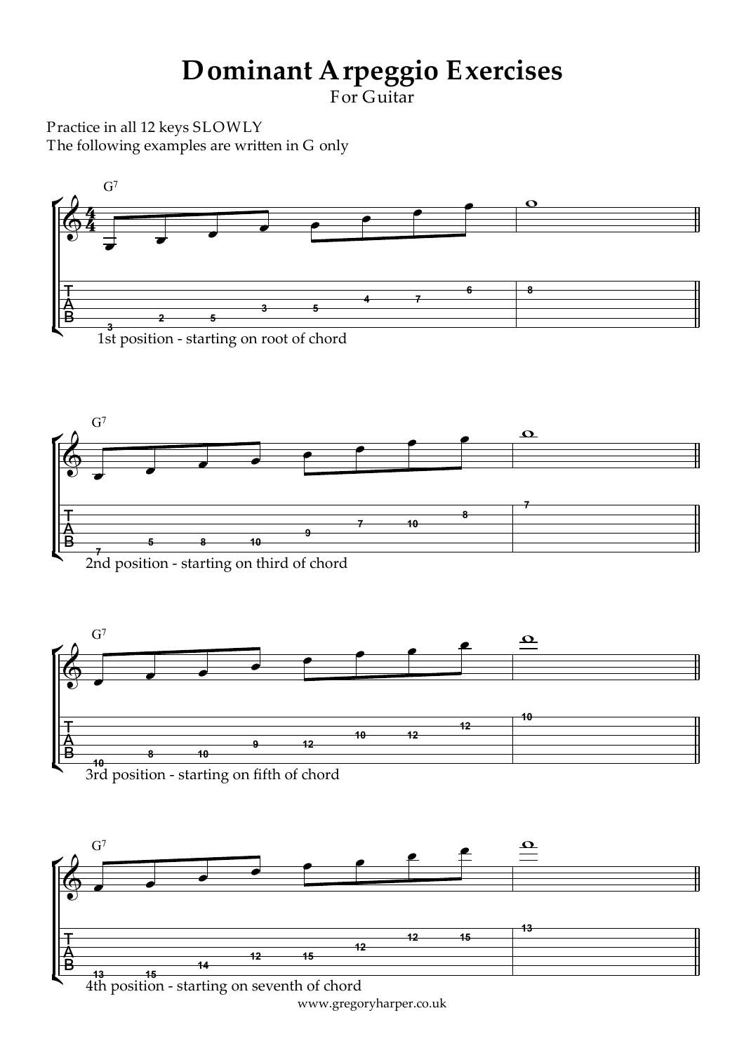# Dominant Arpeggio Exercises

For Guitar

Practice in all 12 keys SLOWLY
The following examples are written in G only

G7

1st position - starting on root of chord

G7

2nd position - starting on third of chord

G7

3rd position - starting on fifth of chord

G7

4th position - starting on seventh of chord

www.gregoryharper.co.uk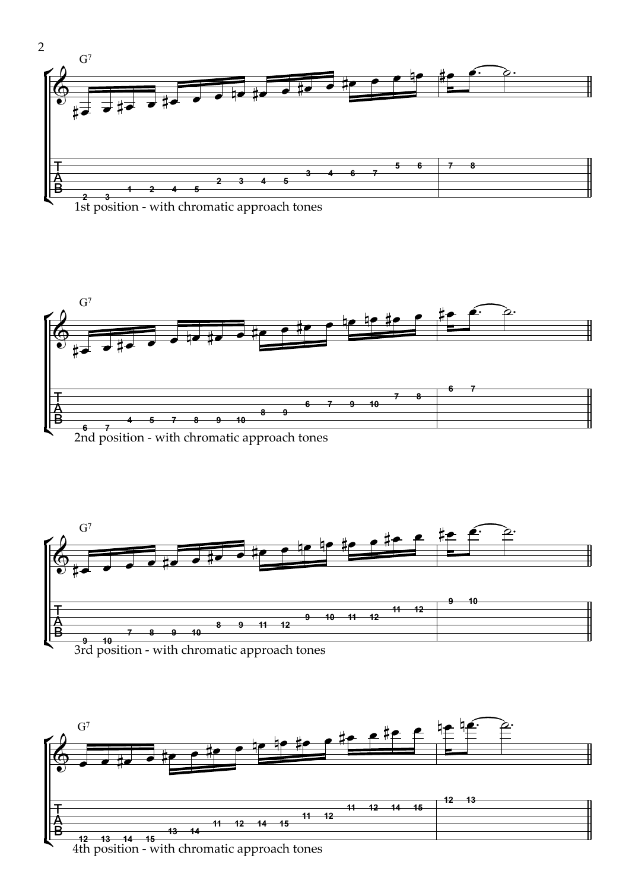G7

1st position - with chromatic approach tones

G7

2nd position - with chromatic approach tones

G7

3rd position - with chromatic approach tones

G7

4th position - with chromatic approach tones